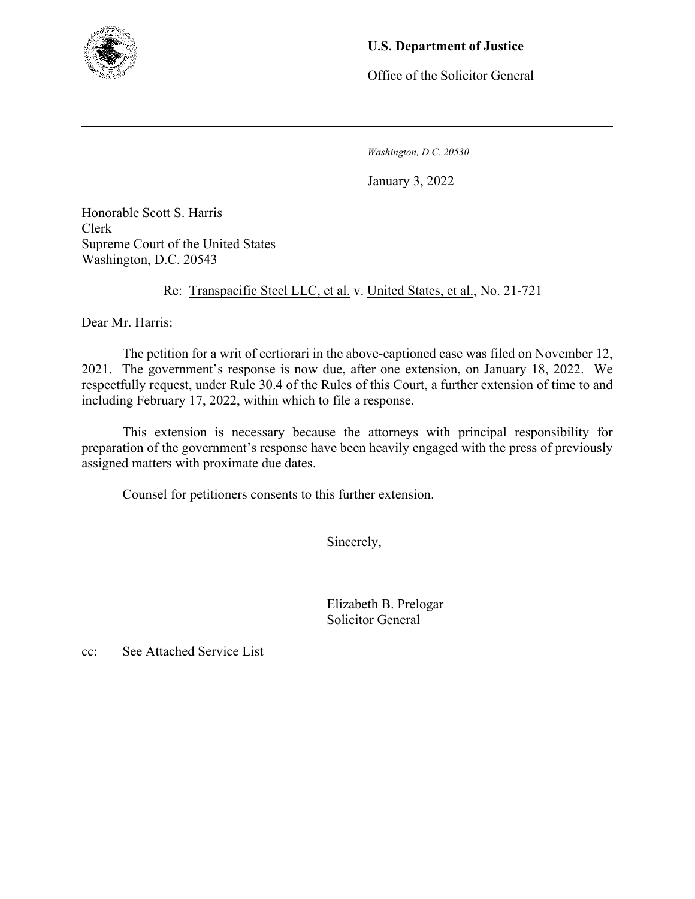**U.S. Department of Justice**

Office of the Solicitor General

---

*Washington, D.C. 20530*

January 3, 2022

Honorable Scott S. Harris
Clerk
Supreme Court of the United States
Washington, D.C. 20543

Re: Transpacific Steel LLC, et al. v. United States, et al., No. 21-721

Dear Mr. Harris:

The petition for a writ of certiorari in the above-captioned case was filed on November 12, 2021. The government's response is now due, after one extension, on January 18, 2022. We respectfully request, under Rule 30.4 of the Rules of this Court, a further extension of time to and including February 17, 2022, within which to file a response.

This extension is necessary because the attorneys with principal responsibility for preparation of the government's response have been heavily engaged with the press of previously assigned matters with proximate due dates.

Counsel for petitioners consents to this further extension.

Sincerely,

Elizabeth B. Prelogar
Solicitor General

cc: See Attached Service List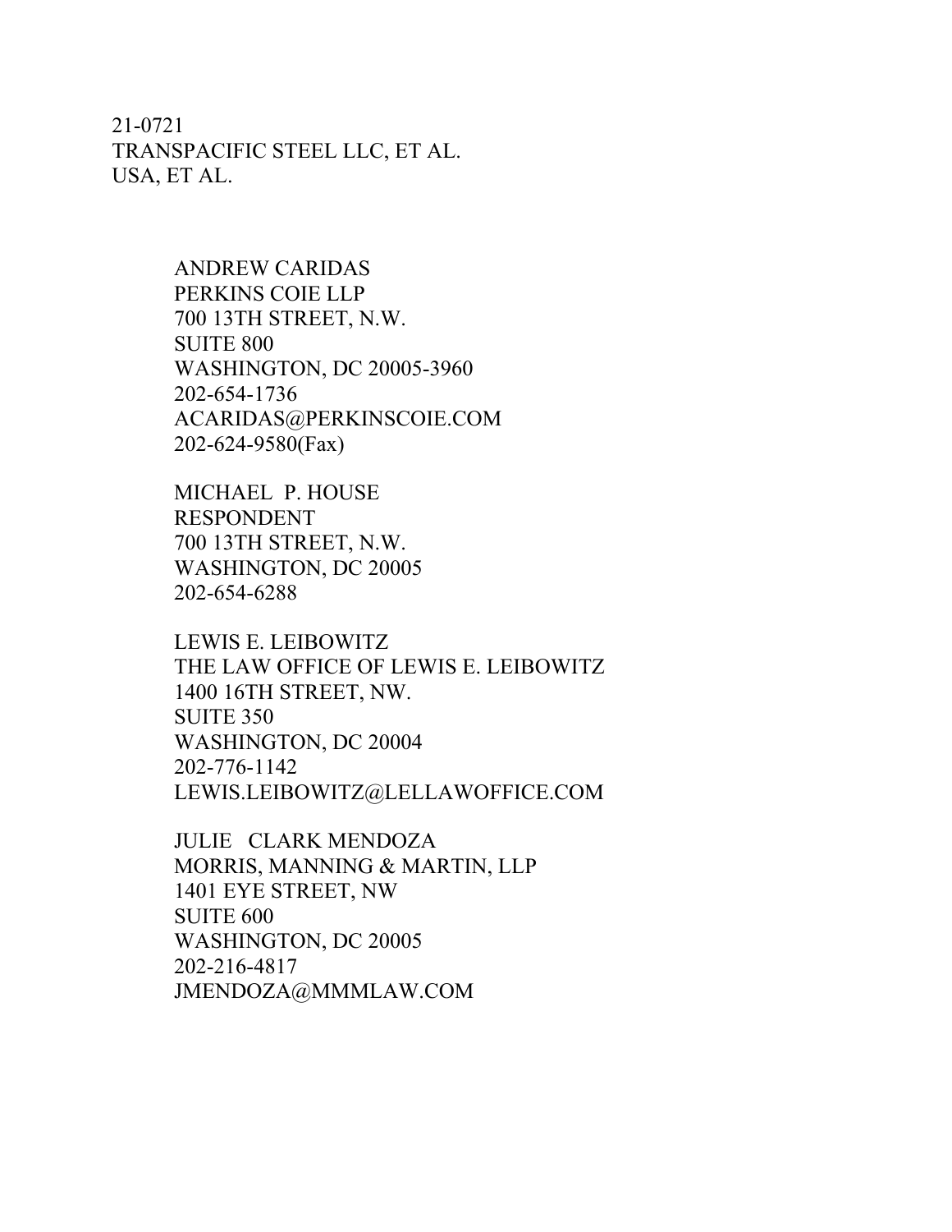21-0721
TRANSPACIFIC STEEL LLC, ET AL.
USA, ET AL.

ANDREW CARIDAS
PERKINS COIE LLP
700 13TH STREET, N.W.
SUITE 800
WASHINGTON, DC 20005-3960
202-654-1736
ACARIDAS@PERKINSCOIE.COM
202-624-9580(Fax)

MICHAEL P. HOUSE
RESPONDENT
700 13TH STREET, N.W.
WASHINGTON, DC 20005
202-654-6288

LEWIS E. LEIBOWITZ
THE LAW OFFICE OF LEWIS E. LEIBOWITZ
1400 16TH STREET, NW.
SUITE 350
WASHINGTON, DC 20004
202-776-1142
LEWIS.LEIBOWITZ@LELLAWOFFICE.COM

JULIE CLARK MENDOZA
MORRIS, MANNING & MARTIN, LLP
1401 EYE STREET, NW
SUITE 600
WASHINGTON, DC 20005
202-216-4817
JMENDOZA@MMMLAW.COM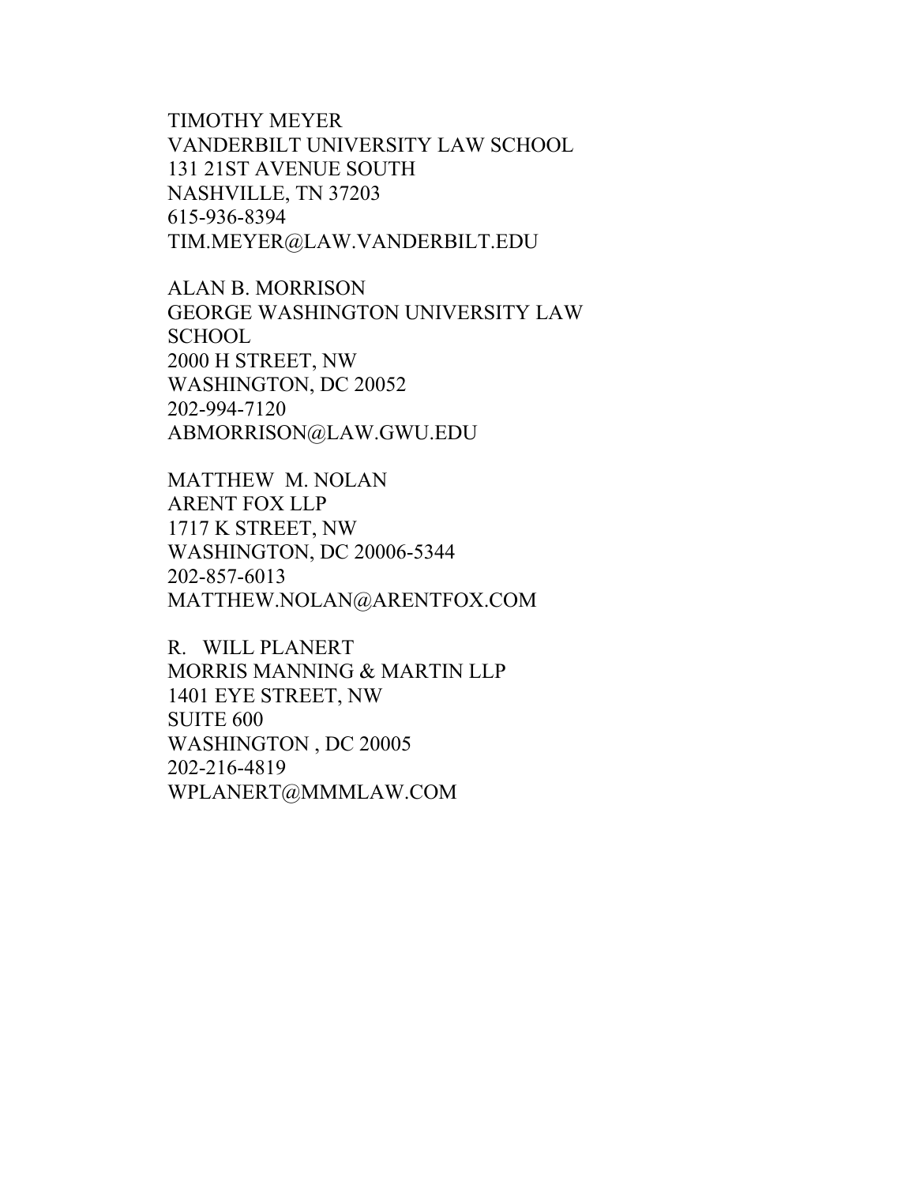TIMOTHY MEYER
VANDERBILT UNIVERSITY LAW SCHOOL
131 21ST AVENUE SOUTH
NASHVILLE, TN 37203
615-936-8394
TIM.MEYER@LAW.VANDERBILT.EDU

ALAN B. MORRISON
GEORGE WASHINGTON UNIVERSITY LAW SCHOOL
2000 H STREET, NW
WASHINGTON, DC 20052
202-994-7120
ABMORRISON@LAW.GWU.EDU

MATTHEW M. NOLAN
ARENT FOX LLP
1717 K STREET, NW
WASHINGTON, DC 20006-5344
202-857-6013
MATTHEW.NOLAN@ARENTFOX.COM

R. WILL PLANERT
MORRIS MANNING & MARTIN LLP
1401 EYE STREET, NW
SUITE 600
WASHINGTON , DC 20005
202-216-4819
WPLANERT@MMMLAW.COM